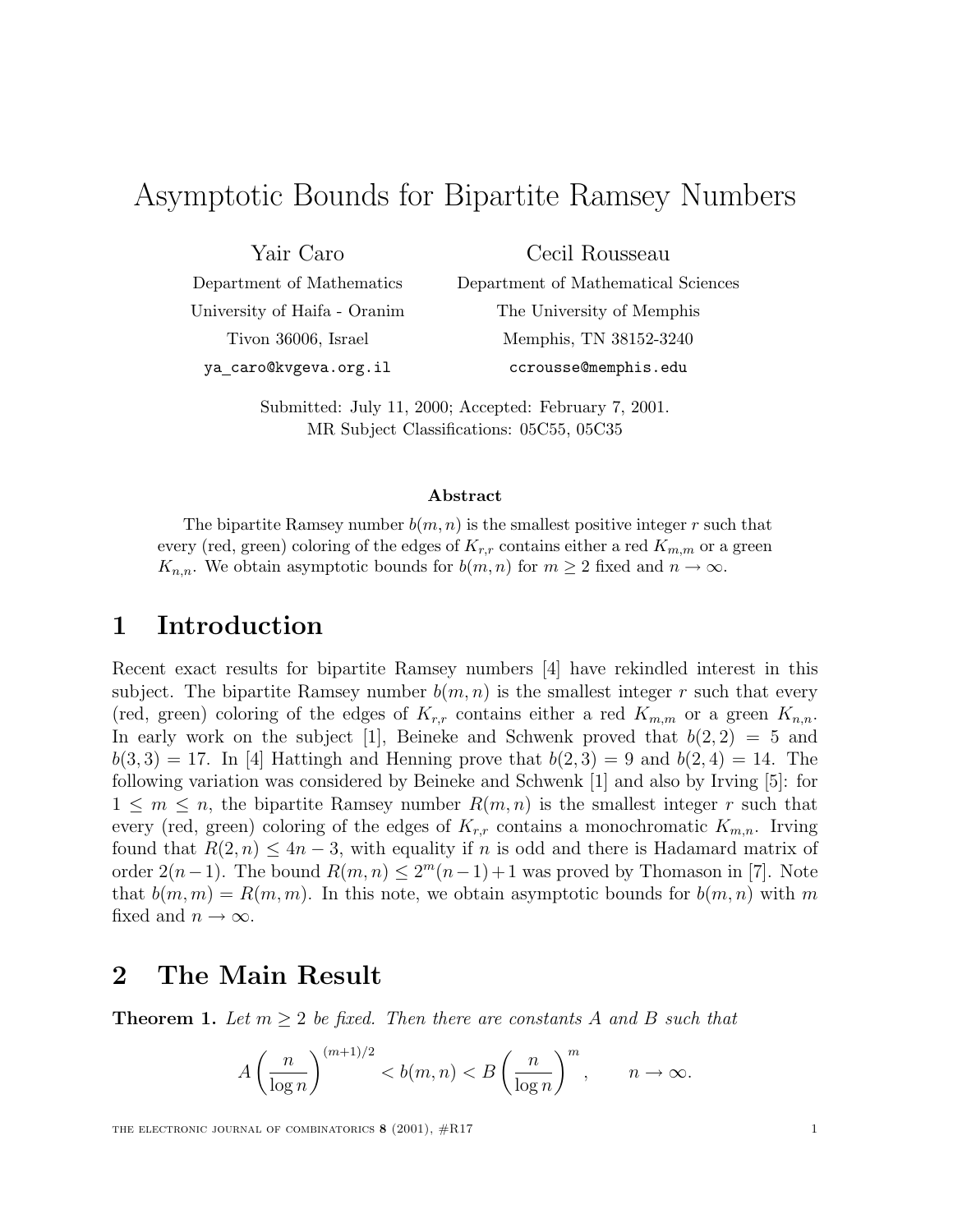# Asymptotic Bounds for Bipartite Ramsey Numbers

Yair Caro
Department of Mathematics
University of Haifa - Oranim
Tivon 36006, Israel
ya_caro@kvgeva.org.il

Cecil Rousseau
Department of Mathematical Sciences
The University of Memphis
Memphis, TN 38152-3240
ccrousse@memphis.edu

Submitted: July 11, 2000; Accepted: February 7, 2001.
MR Subject Classifications: 05C55, 05C35

### Abstract

The bipartite Ramsey number $b(m, n)$ is the smallest positive integer $r$ such that every (red, green) coloring of the edges of $K_{r,r}$ contains either a red $K_{m,m}$ or a green $K_{n,n}$. We obtain asymptotic bounds for $b(m, n)$ for $m \geq 2$ fixed and $n \to \infty$.

## 1 Introduction

Recent exact results for bipartite Ramsey numbers [4] have rekindled interest in this subject. The bipartite Ramsey number $b(m, n)$ is the smallest integer $r$ such that every (red, green) coloring of the edges of $K_{r,r}$ contains either a red $K_{m,m}$ or a green $K_{n,n}$. In early work on the subject [1], Beineke and Schwenk proved that $b(2, 2) = 5$ and $b(3, 3) = 17$. In [4] Hattingh and Henning prove that $b(2, 3) = 9$ and $b(2, 4) = 14$. The following variation was considered by Beineke and Schwenk [1] and also by Irving [5]: for $1 \leq m \leq n$, the bipartite Ramsey number $R(m, n)$ is the smallest integer $r$ such that every (red, green) coloring of the edges of $K_{r,r}$ contains a monochromatic $K_{m,n}$. Irving found that $R(2, n) \leq 4n - 3$, with equality if $n$ is odd and there is Hadamard matrix of order $2(n-1)$. The bound $R(m, n) \leq 2^m(n-1)+1$ was proved by Thomason in [7]. Note that $b(m, m) = R(m, m)$. In this note, we obtain asymptotic bounds for $b(m, n)$ with $m$ fixed and $n \to \infty$.

## 2 The Main Result

**Theorem 1.** *Let $m \geq 2$ be fixed. Then there are constants $A$ and $B$ such that*

$$A \left(\frac{n}{\log n}\right)^{(m+1)/2} < b(m, n) < B \left(\frac{n}{\log n}\right)^{m}, \qquad n \to \infty.$$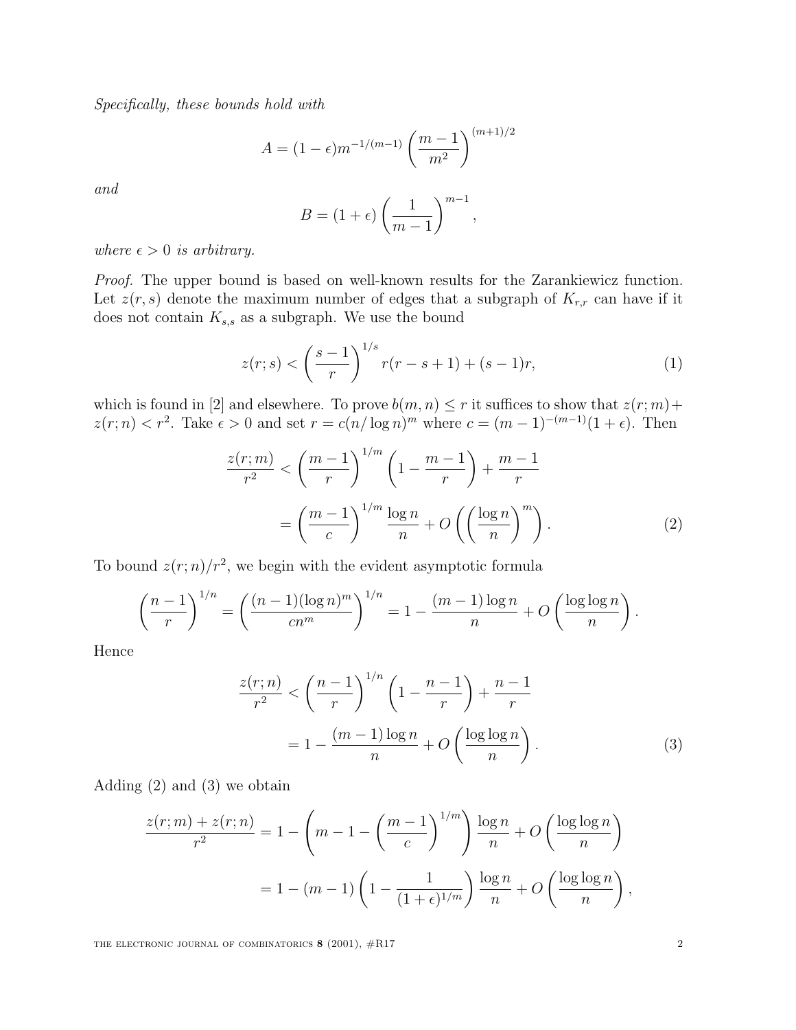*Specifically, these bounds hold with*

$$A = (1-\epsilon) m^{-1/(m-1)} \left( \frac{m-1}{m^2} \right)^{(m+1)/2}$$

*and*

$$B = (1+\epsilon) \left( \frac{1}{m-1} \right)^{m-1},$$

*where $\epsilon > 0$ is arbitrary.*

*Proof.* The upper bound is based on well-known results for the Zarankiewicz function. Let $z(r, s)$ denote the maximum number of edges that a subgraph of $K_{r,r}$ can have if it does not contain $K_{s,s}$ as a subgraph. We use the bound

$$z(r; s) < \left( \frac{s-1}{r} \right)^{1/s} r(r-s+1) + (s-1)r, \tag{1}$$

which is found in [2] and elsewhere. To prove $b(m, n) \leq r$ it suffices to show that $z(r; m) + z(r; n) < r^2$. Take $\epsilon > 0$ and set $r = c(n/\log n)^m$ where $c = (m-1)^{-(m-1)}(1+\epsilon)$. Then

$$\begin{aligned} \frac{z(r; m)}{r^2} &< \left( \frac{m-1}{r} \right)^{1/m} \left( 1 - \frac{m-1}{r} \right) + \frac{m-1}{r} \\ &= \left( \frac{m-1}{c} \right)^{1/m} \frac{\log n}{n} + O\left( \left( \frac{\log n}{n} \right)^m \right). \end{aligned} \tag{2}$$

To bound $z(r; n)/r^2$, we begin with the evident asymptotic formula

$$\left( \frac{n-1}{r} \right)^{1/n} = \left( \frac{(n-1)(\log n)^m}{cn^m} \right)^{1/n} = 1 - \frac{(m-1)\log n}{n} + O\left( \frac{\log \log n}{n} \right).$$

Hence

$$\begin{aligned} \frac{z(r; n)}{r^2} &< \left( \frac{n-1}{r} \right)^{1/n} \left( 1 - \frac{n-1}{r} \right) + \frac{n-1}{r} \\ &= 1 - \frac{(m-1)\log n}{n} + O\left( \frac{\log \log n}{n} \right). \end{aligned} \tag{3}$$

Adding (2) and (3) we obtain

$$\begin{aligned} \frac{z(r; m) + z(r; n)}{r^2} &= 1 - \left( m - 1 - \left( \frac{m-1}{c} \right)^{1/m} \right) \frac{\log n}{n} + O\left( \frac{\log \log n}{n} \right) \\ &= 1 - (m-1) \left( 1 - \frac{1}{(1+\epsilon)^{1/m}} \right) \frac{\log n}{n} + O\left( \frac{\log \log n}{n} \right), \end{aligned}$$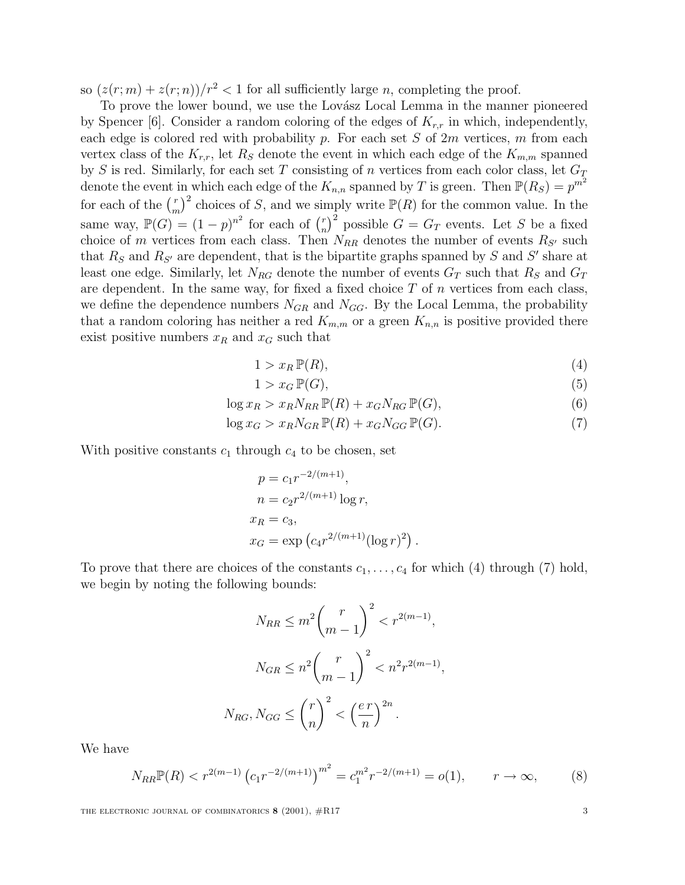so $(z(r;m) + z(r;n))/r^2 < 1$ for all sufficiently large $n$, completing the proof.

To prove the lower bound, we use the Lovász Local Lemma in the manner pioneered by Spencer [6]. Consider a random coloring of the edges of $K_{r,r}$ in which, independently, each edge is colored red with probability $p$. For each set $S$ of $2m$ vertices, $m$ from each vertex class of the $K_{r,r}$, let $R_S$ denote the event in which each edge of the $K_{m,m}$ spanned by $S$ is red. Similarly, for each set $T$ consisting of $n$ vertices from each color class, let $G_T$ denote the event in which each edge of the $K_{n,n}$ spanned by $T$ is green. Then $\mathbb{P}(R_S) = p^{m^2}$ for each of the $\binom{r}{m}^2$ choices of $S$, and we simply write $\mathbb{P}(R)$ for the common value. In the same way, $\mathbb{P}(G) = (1-p)^{n^2}$ for each of $\binom{r}{n}^2$ possible $G = G_T$ events. Let $S$ be a fixed choice of $m$ vertices from each class. Then $N_{RR}$ denotes the number of events $R_{S'}$ such that $R_S$ and $R_{S'}$ are dependent, that is the bipartite graphs spanned by $S$ and $S'$ share at least one edge. Similarly, let $N_{RG}$ denote the number of events $G_T$ such that $R_S$ and $G_T$ are dependent. In the same way, for fixed a fixed choice $T$ of $n$ vertices from each class, we define the dependence numbers $N_{GR}$ and $N_{GG}$. By the Local Lemma, the probability that a random coloring has neither a red $K_{m,m}$ or a green $K_{n,n}$ is positive provided there exist positive numbers $x_R$ and $x_G$ such that

$$1 > x_R\,\mathbb{P}(R), \tag{4}$$

$$1 > x_G\,\mathbb{P}(G), \tag{5}$$

$$\log x_R > x_R N_{RR}\,\mathbb{P}(R) + x_G N_{RG}\,\mathbb{P}(G), \tag{6}$$

$$\log x_G > x_R N_{GR}\,\mathbb{P}(R) + x_G N_{GG}\,\mathbb{P}(G). \tag{7}$$

With positive constants $c_1$ through $c_4$ to be chosen, set

$$\begin{aligned}
p &= c_1 r^{-2/(m+1)}, \\
n &= c_2 r^{2/(m+1)} \log r, \\
x_R &= c_3, \\
x_G &= \exp\left(c_4 r^{2/(m+1)} (\log r)^2\right).
\end{aligned}$$

To prove that there are choices of the constants $c_1, \ldots, c_4$ for which (4) through (7) hold, we begin by noting the following bounds:

$$N_{RR} \le m^2 \binom{r}{m-1}^2 < r^{2(m-1)},$$

$$N_{GR} \le n^2 \binom{r}{m-1}^2 < n^2 r^{2(m-1)},$$

$$N_{RG}, N_{GG} \le \binom{r}{n}^2 < \left(\frac{e\,r}{n}\right)^{2n}.$$

We have

$$N_{RR}\mathbb{P}(R) < r^{2(m-1)} \left(c_1 r^{-2/(m+1)}\right)^{m^2} = c_1^{m^2} r^{-2/(m+1)} = o(1), \qquad r \to \infty, \tag{8}$$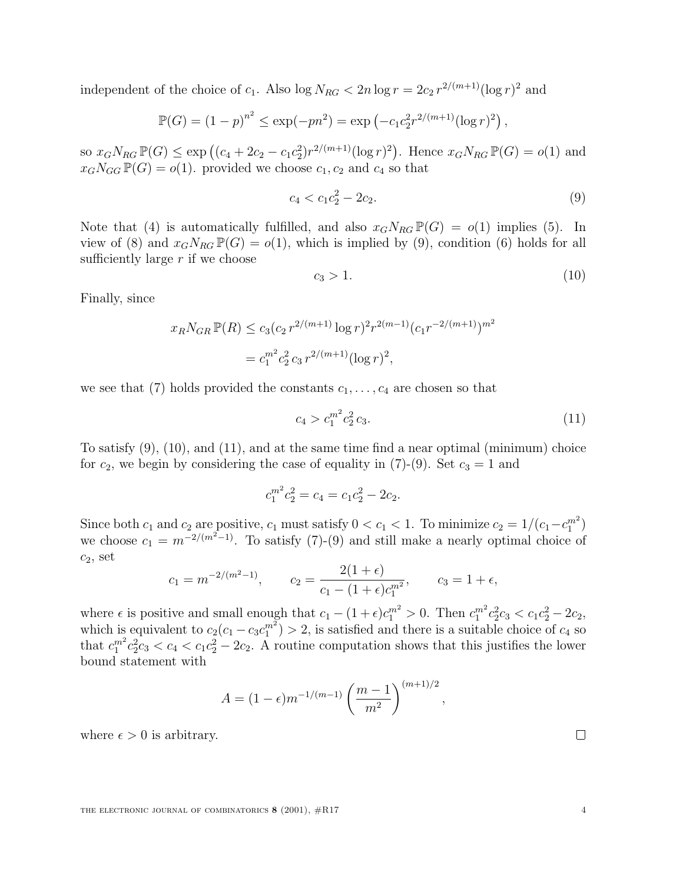independent of the choice of $c_1$. Also $\log N_{RG} < 2n \log r = 2c_2\, r^{2/(m+1)}(\log r)^2$ and

$$\mathbb{P}(G) = (1-p)^{n^2} \le \exp(-pn^2) = \exp\left(-c_1 c_2^2 r^{2/(m+1)}(\log r)^2\right),$$

so $x_G N_{RG}\, \mathbb{P}(G) \le \exp\left((c_4 + 2c_2 - c_1 c_2^2) r^{2/(m+1)}(\log r)^2\right)$. Hence $x_G N_{RG}\, \mathbb{P}(G) = o(1)$ and $x_G N_{GG}\, \mathbb{P}(G) = o(1)$. provided we choose $c_1, c_2$ and $c_4$ so that

$$c_4 < c_1 c_2^2 - 2c_2. \tag{9}$$

Note that (4) is automatically fulfilled, and also $x_G N_{RG}\, \mathbb{P}(G) = o(1)$ implies (5). In view of (8) and $x_G N_{RG}\, \mathbb{P}(G) = o(1)$, which is implied by (9), condition (6) holds for all sufficiently large $r$ if we choose

$$c_3 > 1. \tag{10}$$

Finally, since

$$\begin{aligned} x_R N_{GR}\, \mathbb{P}(R) &\le c_3 (c_2\, r^{2/(m+1)} \log r)^2 r^{2(m-1)} (c_1 r^{-2/(m+1)})^{m^2} \\ &= c_1^{m^2} c_2^2\, c_3\, r^{2/(m+1)} (\log r)^2, \end{aligned}$$

we see that (7) holds provided the constants $c_1, \ldots, c_4$ are chosen so that

$$c_4 > c_1^{m^2} c_2^2\, c_3. \tag{11}$$

To satisfy (9), (10), and (11), and at the same time find a near optimal (minimum) choice for $c_2$, we begin by considering the case of equality in (7)-(9). Set $c_3 = 1$ and

$$c_1^{m^2} c_2^2 = c_4 = c_1 c_2^2 - 2c_2.$$

Since both $c_1$ and $c_2$ are positive, $c_1$ must satisfy $0 < c_1 < 1$. To minimize $c_2 = 1/(c_1 - c_1^{m^2})$ we choose $c_1 = m^{-2/(m^2-1)}$. To satisfy (7)-(9) and still make a nearly optimal choice of $c_2$, set

$$c_1 = m^{-2/(m^2-1)}, \qquad c_2 = \frac{2(1+\epsilon)}{c_1 - (1+\epsilon)c_1^{m^2}}, \qquad c_3 = 1 + \epsilon,$$

where $\epsilon$ is positive and small enough that $c_1 - (1+\epsilon)c_1^{m^2} > 0$. Then $c_1^{m^2} c_2^2 c_3 < c_1 c_2^2 - 2c_2$, which is equivalent to $c_2(c_1 - c_3 c_1^{m^2}) > 2$, is satisfied and there is a suitable choice of $c_4$ so that $c_1^{m^2} c_2^2 c_3 < c_4 < c_1 c_2^2 - 2c_2$. A routine computation shows that this justifies the lower bound statement with

$$A = (1-\epsilon) m^{-1/(m-1)} \left(\frac{m-1}{m^2}\right)^{(m+1)/2},$$

where $\epsilon > 0$ is arbitrary. $\square$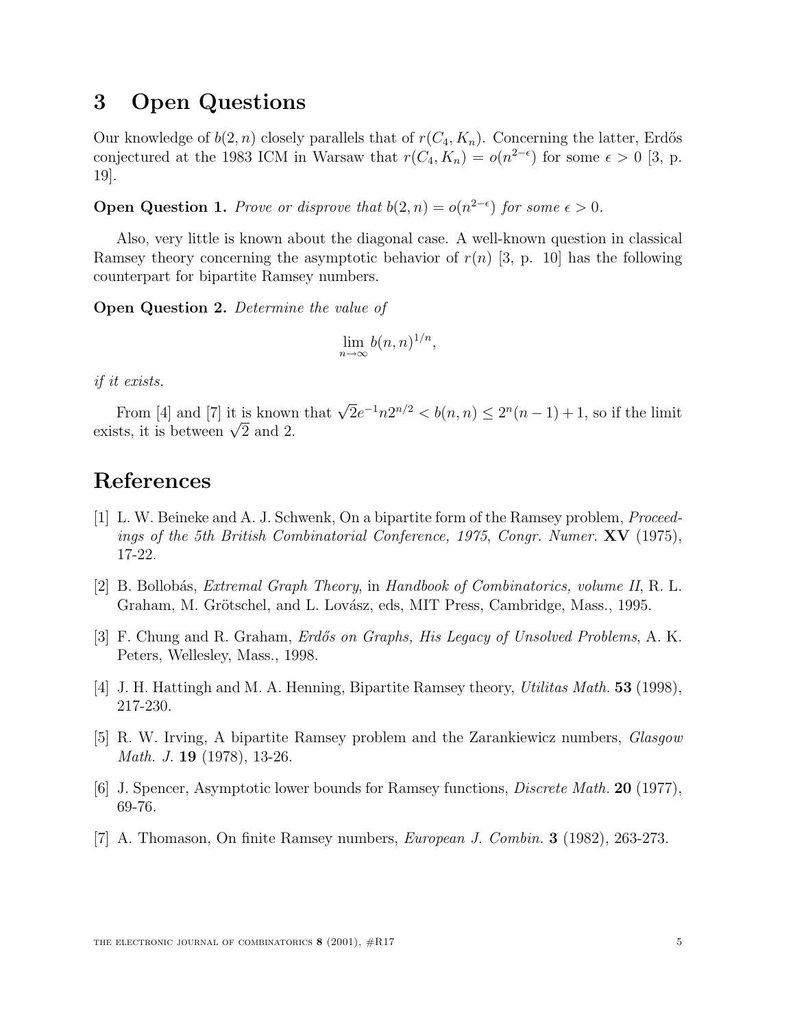## 3 Open Questions

Our knowledge of $b(2, n)$ closely parallels that of $r(C_4, K_n)$. Concerning the latter, Erdős conjectured at the 1983 ICM in Warsaw that $r(C_4, K_n) = o(n^{2-\epsilon})$ for some $\epsilon > 0$ [3, p. 19].

**Open Question 1.** *Prove or disprove that $b(2, n) = o(n^{2-\epsilon})$ for some $\epsilon > 0$.*

Also, very little is known about the diagonal case. A well-known question in classical Ramsey theory concerning the asymptotic behavior of $r(n)$ [3, p. 10] has the following counterpart for bipartite Ramsey numbers.

**Open Question 2.** *Determine the value of*

$$\lim_{n\to\infty} b(n, n)^{1/n},$$

*if it exists.*

From [4] and [7] it is known that $\sqrt{2}e^{-1}n2^{n/2} < b(n, n) \leq 2^n(n - 1) + 1$, so if the limit exists, it is between $\sqrt{2}$ and 2.

## References

[1] L. W. Beineke and A. J. Schwenk, On a bipartite form of the Ramsey problem, *Proceedings of the 5th British Combinatorial Conference, 1975*, *Congr. Numer.* **XV** (1975), 17-22.

[2] B. Bollobás, *Extremal Graph Theory*, in *Handbook of Combinatorics, volume II*, R. L. Graham, M. Grötschel, and L. Lovász, eds, MIT Press, Cambridge, Mass., 1995.

[3] F. Chung and R. Graham, *Erdős on Graphs, His Legacy of Unsolved Problems*, A. K. Peters, Wellesley, Mass., 1998.

[4] J. H. Hattingh and M. A. Henning, Bipartite Ramsey theory, *Utilitas Math.* **53** (1998), 217-230.

[5] R. W. Irving, A bipartite Ramsey problem and the Zarankiewicz numbers, *Glasgow Math. J.* **19** (1978), 13-26.

[6] J. Spencer, Asymptotic lower bounds for Ramsey functions, *Discrete Math.* **20** (1977), 69-76.

[7] A. Thomason, On finite Ramsey numbers, *European J. Combin.* **3** (1982), 263-273.